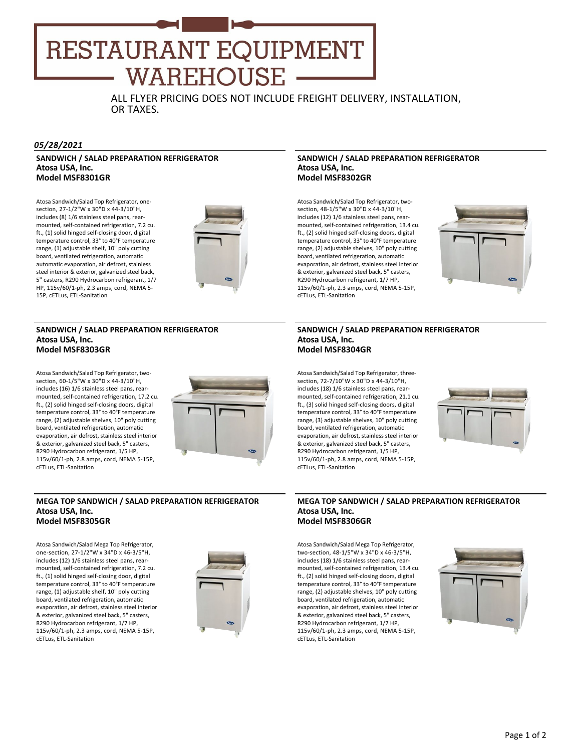# RESTAURANT EQUIPMENT WAREHOUSE

ALL FLYER PRICING DOES NOT INCLUDE FREIGHT DELIVERY, INSTALLATION, OR TAXES.

***05/28/2021***

## SANDWICH / SALAD PREPARATION REFRIGERATOR
**Atosa USA, Inc.**
**Model MSF8301GR**

Atosa Sandwich/Salad Top Refrigerator, one-section, 27-1/2"W x 30"D x 44-3/10"H, includes (8) 1/6 stainless steel pans, rear-mounted, self-contained refrigeration, 7.2 cu. ft., (1) solid hinged self-closing door, digital temperature control, 33° to 40°F temperature range, (1) adjustable shelf, 10" poly cutting board, ventilated refrigeration, automatic automatic evaporation, air defrost, stainless steel interior & exterior, galvanized steel back, 5" casters, R290 Hydrocarbon refrigerant, 1/7 HP, 115v/60/1-ph, 2.3 amps, cord, NEMA 5-15P, cETLus, ETL-Sanitation

## SANDWICH / SALAD PREPARATION REFRIGERATOR
**Atosa USA, Inc.**
**Model MSF8302GR**

Atosa Sandwich/Salad Top Refrigerator, two-section, 48-1/5"W x 30"D x 44-3/10"H, includes (12) 1/6 stainless steel pans, rear-mounted, self-contained refrigeration, 13.4 cu. ft., (2) solid hinged self-closing doors, digital temperature control, 33° to 40°F temperature range, (2) adjustable shelves, 10" poly cutting board, ventilated refrigeration, automatic evaporation, air defrost, stainless steel interior & exterior, galvanized steel back, 5" casters, R290 Hydrocarbon refrigerant, 1/7 HP, 115v/60/1-ph, 2.3 amps, cord, NEMA 5-15P, cETLus, ETL-Sanitation

## SANDWICH / SALAD PREPARATION REFRIGERATOR
**Atosa USA, Inc.**
**Model MSF8303GR**

Atosa Sandwich/Salad Top Refrigerator, two-section, 60-1/5"W x 30"D x 44-3/10"H, includes (16) 1/6 stainless steel pans, rear-mounted, self-contained refrigeration, 17.2 cu. ft., (2) solid hinged self-closing doors, digital temperature control, 33° to 40°F temperature range, (2) adjustable shelves, 10" poly cutting board, ventilated refrigeration, automatic evaporation, air defrost, stainless steel interior & exterior, galvanized steel back, 5" casters, R290 Hydrocarbon refrigerant, 1/5 HP, 115v/60/1-ph, 2.8 amps, cord, NEMA 5-15P, cETLus, ETL-Sanitation

## SANDWICH / SALAD PREPARATION REFRIGERATOR
**Atosa USA, Inc.**
**Model MSF8304GR**

Atosa Sandwich/Salad Top Refrigerator, three-section, 72-7/10"W x 30"D x 44-3/10"H, includes (18) 1/6 stainless steel pans, rear-mounted, self-contained refrigeration, 21.1 cu. ft., (3) solid hinged self-closing doors, digital temperature control, 33° to 40°F temperature range, (3) adjustable shelves, 10" poly cutting board, ventilated refrigeration, automatic evaporation, air defrost, stainless steel interior & exterior, galvanized steel back, 5" casters, R290 Hydrocarbon refrigerant, 1/5 HP, 115v/60/1-ph, 2.8 amps, cord, NEMA 5-15P, cETLus, ETL-Sanitation

## MEGA TOP SANDWICH / SALAD PREPARATION REFRIGERATOR
**Atosa USA, Inc.**
**Model MSF8305GR**

Atosa Sandwich/Salad Mega Top Refrigerator, one-section, 27-1/2"W x 34"D x 46-3/5"H, includes (12) 1/6 stainless steel pans, rear-mounted, self-contained refrigeration, 7.2 cu. ft., (1) solid hinged self-closing door, digital temperature control, 33° to 40°F temperature range, (1) adjustable shelf, 10" poly cutting board, ventilated refrigeration, automatic evaporation, air defrost, stainless steel interior & exterior, galvanized steel back, 5" casters, R290 Hydrocarbon refrigerant, 1/7 HP, 115v/60/1-ph, 2.3 amps, cord, NEMA 5-15P, cETLus, ETL-Sanitation

## MEGA TOP SANDWICH / SALAD PREPARATION REFRIGERATOR
**Atosa USA, Inc.**
**Model MSF8306GR**

Atosa Sandwich/Salad Mega Top Refrigerator, two-section, 48-1/5"W x 34"D x 46-3/5"H, includes (18) 1/6 stainless steel pans, rear-mounted, self-contained refrigeration, 13.4 cu. ft., (2) solid hinged self-closing doors, digital temperature control, 33° to 40°F temperature range, (2) adjustable shelves, 10" poly cutting board, ventilated refrigeration, automatic evaporation, air defrost, stainless steel interior & exterior, galvanized steel back, 5" casters, R290 Hydrocarbon refrigerant, 1/7 HP, 115v/60/1-ph, 2.3 amps, cord, NEMA 5-15P, cETLus, ETL-Sanitation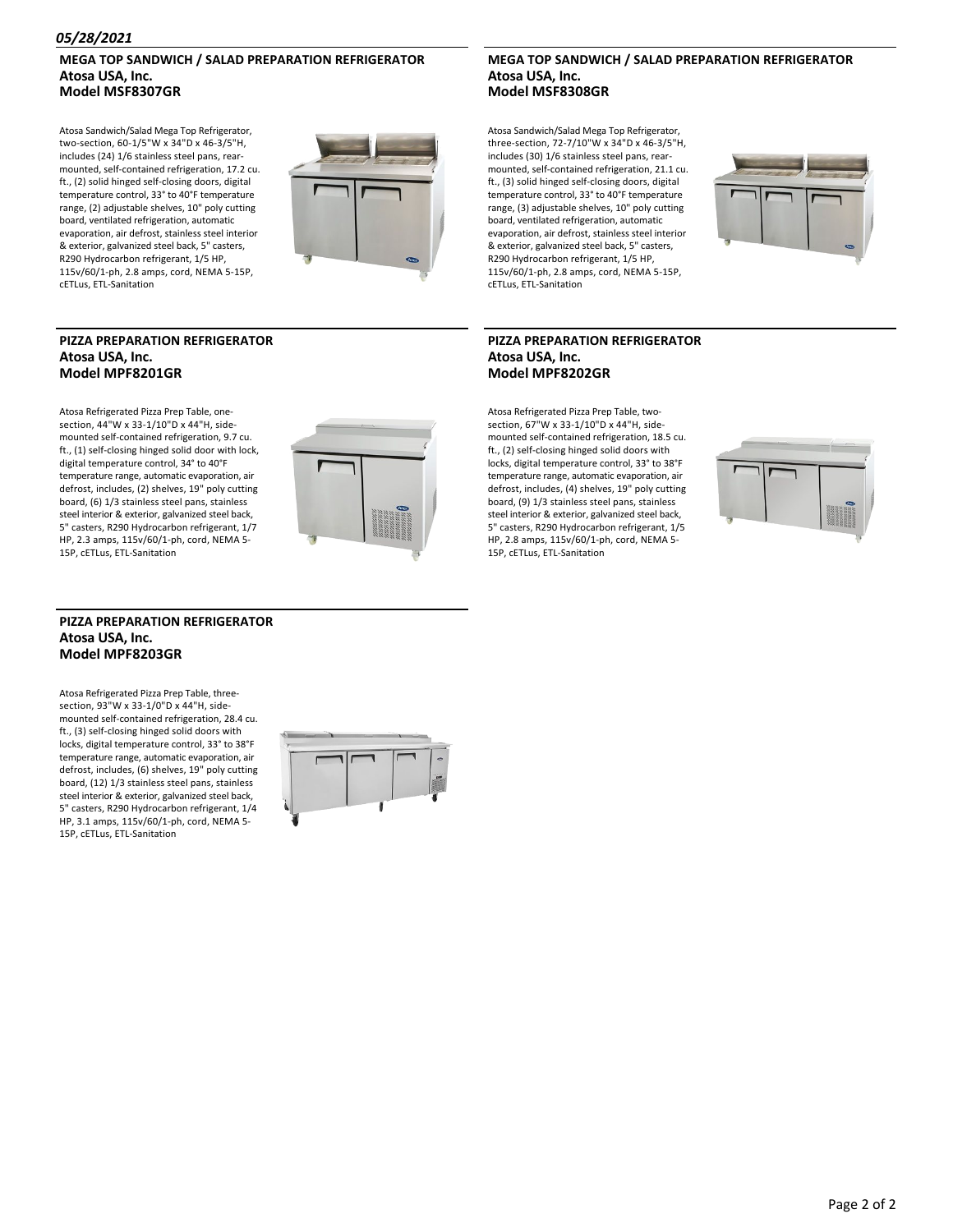*05/28/2021*

**MEGA TOP SANDWICH / SALAD PREPARATION REFRIGERATOR**
**Atosa USA, Inc.**
**Model MSF8307GR**

Atosa Sandwich/Salad Mega Top Refrigerator, two-section, 60-1/5"W x 34"D x 46-3/5"H, includes (24) 1/6 stainless steel pans, rear-mounted, self-contained refrigeration, 17.2 cu. ft., (2) solid hinged self-closing doors, digital temperature control, 33° to 40°F temperature range, (2) adjustable shelves, 10" poly cutting board, ventilated refrigeration, automatic evaporation, air defrost, stainless steel interior & exterior, galvanized steel back, 5" casters, R290 Hydrocarbon refrigerant, 1/5 HP, 115v/60/1-ph, 2.8 amps, cord, NEMA 5-15P, cETLus, ETL-Sanitation

**MEGA TOP SANDWICH / SALAD PREPARATION REFRIGERATOR**
**Atosa USA, Inc.**
**Model MSF8308GR**

Atosa Sandwich/Salad Mega Top Refrigerator, three-section, 72-7/10"W x 34"D x 46-3/5"H, includes (30) 1/6 stainless steel pans, rear-mounted, self-contained refrigeration, 21.1 cu. ft., (3) solid hinged self-closing doors, digital temperature control, 33° to 40°F temperature range, (3) adjustable shelves, 10" poly cutting board, ventilated refrigeration, automatic evaporation, air defrost, stainless steel interior & exterior, galvanized steel back, 5" casters, R290 Hydrocarbon refrigerant, 1/5 HP, 115v/60/1-ph, 2.8 amps, cord, NEMA 5-15P, cETLus, ETL-Sanitation

**PIZZA PREPARATION REFRIGERATOR**
**Atosa USA, Inc.**
**Model MPF8201GR**

Atosa Refrigerated Pizza Prep Table, one-section, 44"W x 33-1/10"D x 44"H, side-mounted self-contained refrigeration, 9.7 cu. ft., (1) self-closing hinged solid door with lock, digital temperature control, 34° to 40°F temperature range, automatic evaporation, air defrost, includes, (2) shelves, 19" poly cutting board, (6) 1/3 stainless steel pans, stainless steel interior & exterior, galvanized steel back, 5" casters, R290 Hydrocarbon refrigerant, 1/7 HP, 2.3 amps, 115v/60/1-ph, cord, NEMA 5-15P, cETLus, ETL-Sanitation

**PIZZA PREPARATION REFRIGERATOR**
**Atosa USA, Inc.**
**Model MPF8202GR**

Atosa Refrigerated Pizza Prep Table, two-section, 67"W x 33-1/10"D x 44"H, side-mounted self-contained refrigeration, 18.5 cu. ft., (2) self-closing hinged solid doors with locks, digital temperature control, 33° to 38°F temperature range, automatic evaporation, air defrost, includes, (4) shelves, 19" poly cutting board, (9) 1/3 stainless steel pans, stainless steel interior & exterior, galvanized steel back, 5" casters, R290 Hydrocarbon refrigerant, 1/5 HP, 2.8 amps, 115v/60/1-ph, cord, NEMA 5-15P, cETLus, ETL-Sanitation

**PIZZA PREPARATION REFRIGERATOR**
**Atosa USA, Inc.**
**Model MPF8203GR**

Atosa Refrigerated Pizza Prep Table, three-section, 93"W x 33-1/0"D x 44"H, side-mounted self-contained refrigeration, 28.4 cu. ft., (3) self-closing hinged solid doors with locks, digital temperature control, 33° to 38°F temperature range, automatic evaporation, air defrost, includes, (6) shelves, 19" poly cutting board, (12) 1/3 stainless steel pans, stainless steel interior & exterior, galvanized steel back, 5" casters, R290 Hydrocarbon refrigerant, 1/4 HP, 3.1 amps, 115v/60/1-ph, cord, NEMA 5-15P, cETLus, ETL-Sanitation